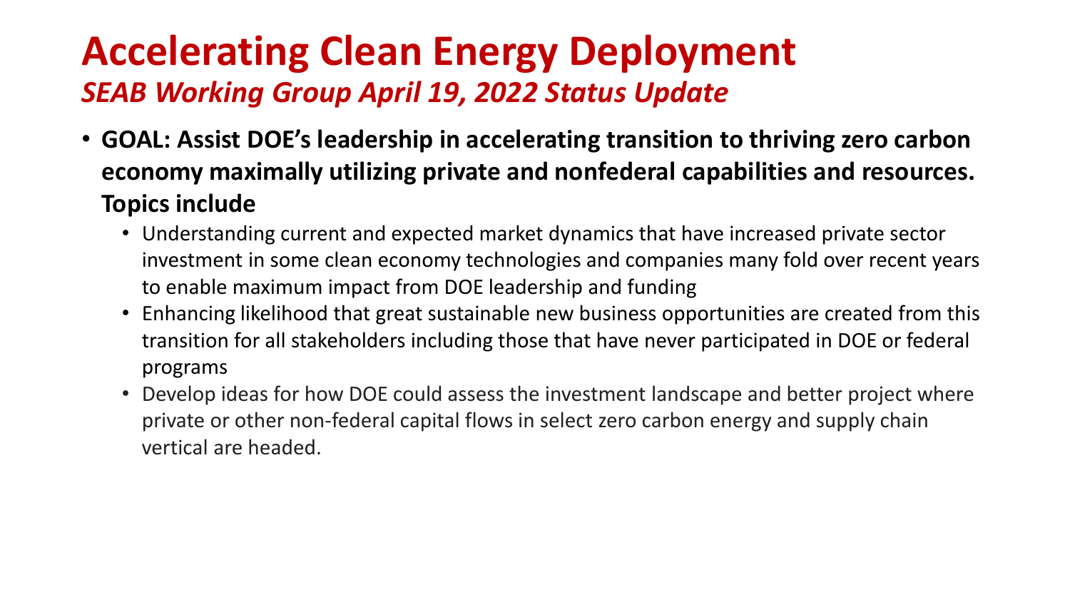# Accelerating Clean Energy Deployment

*SEAB Working Group April 19, 2022 Status Update*

- **GOAL: Assist DOE's leadership in accelerating transition to thriving zero carbon economy maximally utilizing private and nonfederal capabilities and resources. Topics include**
  - Understanding current and expected market dynamics that have increased private sector investment in some clean economy technologies and companies many fold over recent years to enable maximum impact from DOE leadership and funding
  - Enhancing likelihood that great sustainable new business opportunities are created from this transition for all stakeholders including those that have never participated in DOE or federal programs
  - Develop ideas for how DOE could assess the investment landscape and better project where private or other non-federal capital flows in select zero carbon energy and supply chain vertical are headed.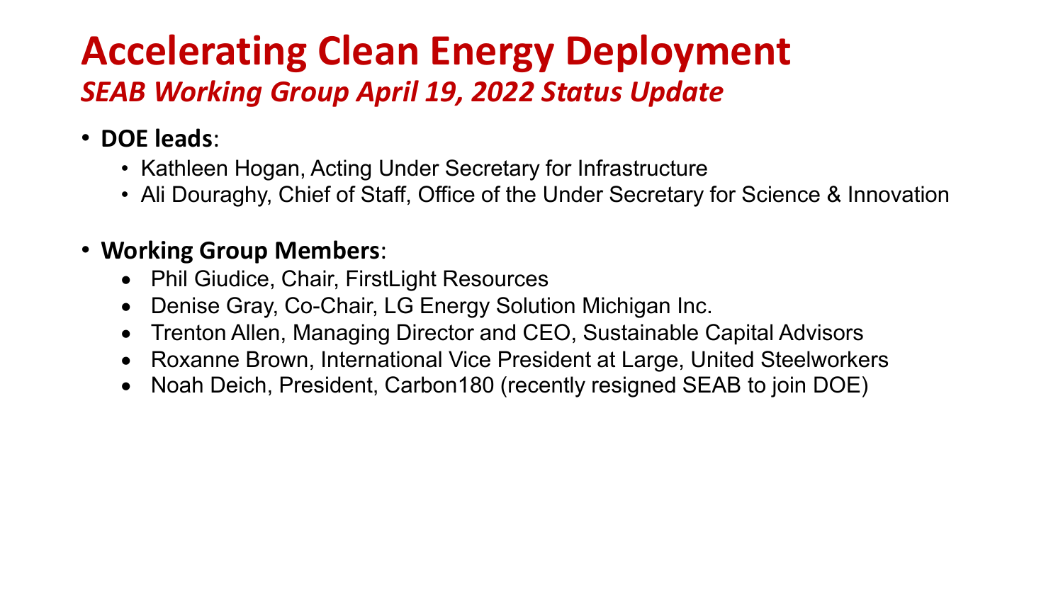# Accelerating Clean Energy Deployment

## *SEAB Working Group April 19, 2022 Status Update*

- **DOE leads**:
  - Kathleen Hogan, Acting Under Secretary for Infrastructure
  - Ali Douraghy, Chief of Staff, Office of the Under Secretary for Science & Innovation

- **Working Group Members**:
  - Phil Giudice, Chair, FirstLight Resources
  - Denise Gray, Co-Chair, LG Energy Solution Michigan Inc.
  - Trenton Allen, Managing Director and CEO, Sustainable Capital Advisors
  - Roxanne Brown, International Vice President at Large, United Steelworkers
  - Noah Deich, President, Carbon180 (recently resigned SEAB to join DOE)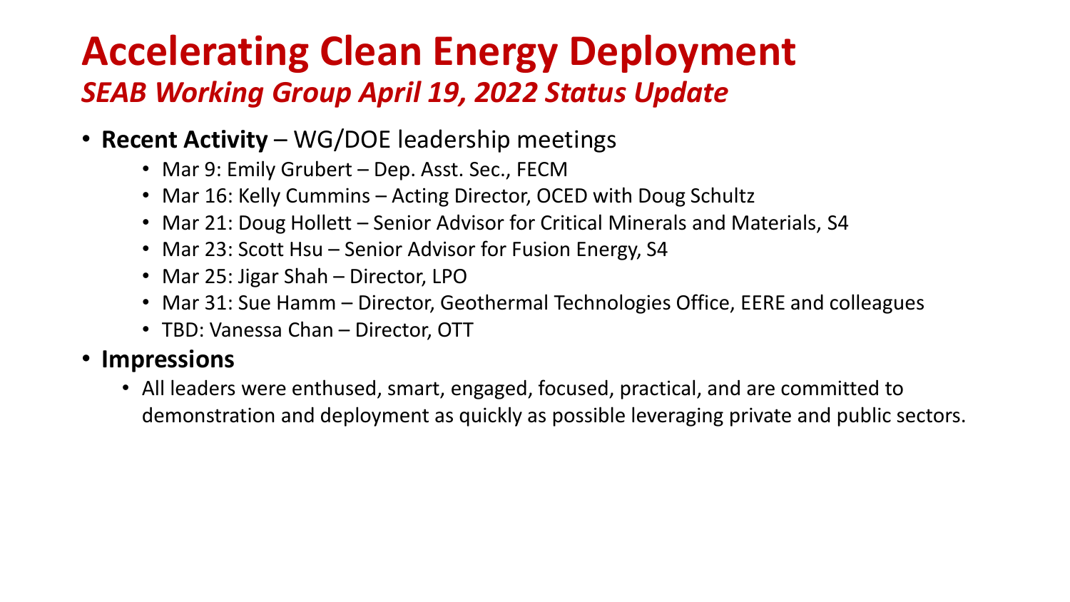# Accelerating Clean Energy Deployment

## *SEAB Working Group April 19, 2022 Status Update*

- **Recent Activity** – WG/DOE leadership meetings
  - Mar 9: Emily Grubert – Dep. Asst. Sec., FECM
  - Mar 16: Kelly Cummins – Acting Director, OCED with Doug Schultz
  - Mar 21: Doug Hollett – Senior Advisor for Critical Minerals and Materials, S4
  - Mar 23: Scott Hsu – Senior Advisor for Fusion Energy, S4
  - Mar 25: Jigar Shah – Director, LPO
  - Mar 31: Sue Hamm – Director, Geothermal Technologies Office, EERE and colleagues
  - TBD: Vanessa Chan – Director, OTT
- **Impressions**
  - All leaders were enthused, smart, engaged, focused, practical, and are committed to demonstration and deployment as quickly as possible leveraging private and public sectors.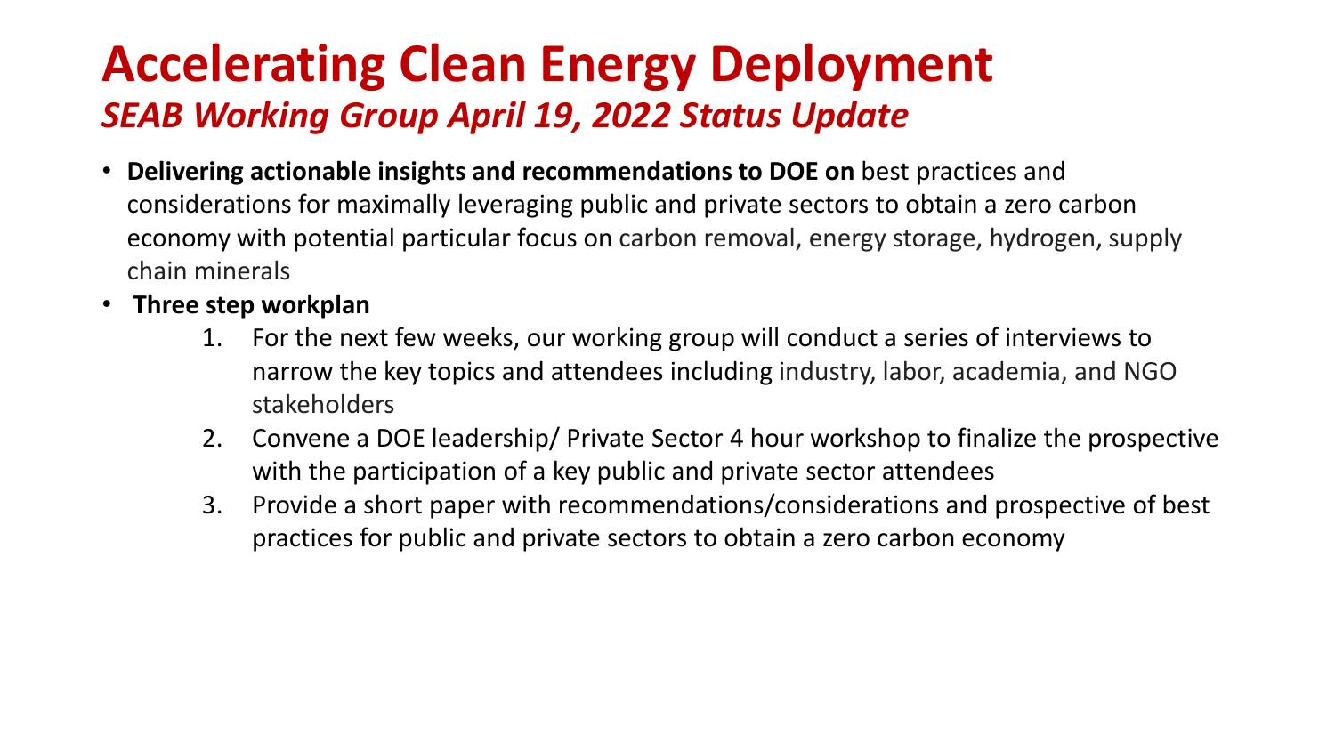# Accelerating Clean Energy Deployment

## *SEAB Working Group April 19, 2022 Status Update*

- **Delivering actionable insights and recommendations to DOE on** best practices and considerations for maximally leveraging public and private sectors to obtain a zero carbon economy with potential particular focus on carbon removal, energy storage, hydrogen, supply chain minerals
- **Three step workplan**
  1. For the next few weeks, our working group will conduct a series of interviews to narrow the key topics and attendees including industry, labor, academia, and NGO stakeholders
  2. Convene a DOE leadership/ Private Sector 4 hour workshop to finalize the prospective with the participation of a key public and private sector attendees
  3. Provide a short paper with recommendations/considerations and prospective of best practices for public and private sectors to obtain a zero carbon economy